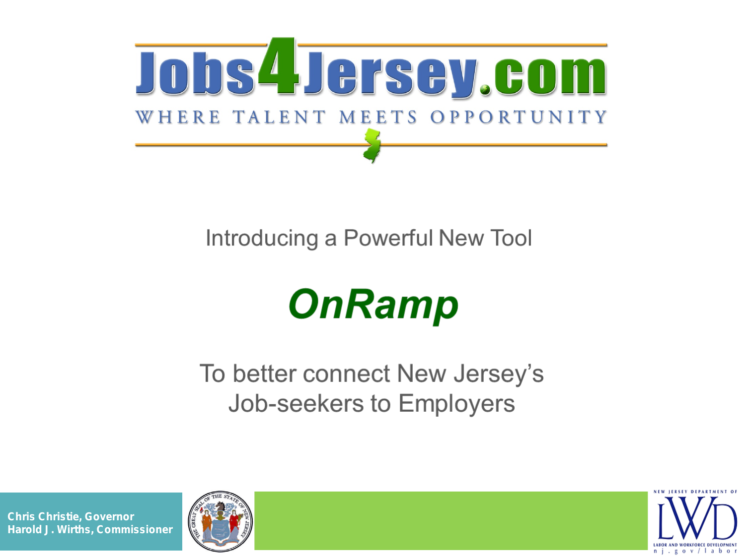# Jobs4Jersey.com

WHERE TALENT MEETS OPPORTUNITY

Introducing a Powerful New Tool

## *OnRamp*

To better connect New Jersey's Job-seekers to Employers

**Chris Christie, Governor**
**Harold J. Wirths, Commissioner**

NEW JERSEY DEPARTMENT OF LABOR AND WORKFORCE DEVELOPMENT
nj.gov/labor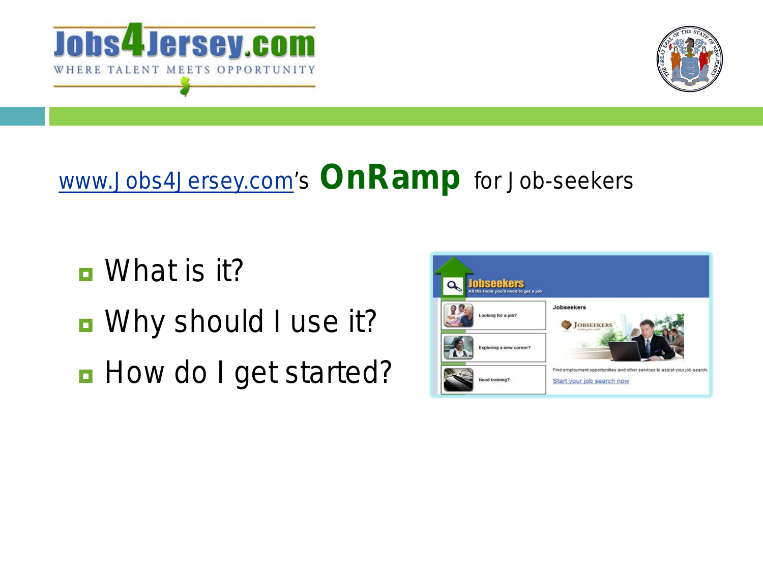# www.Jobs4Jersey.com's **OnRamp** for Job-seekers

- What is it?
- Why should I use it?
- How do I get started?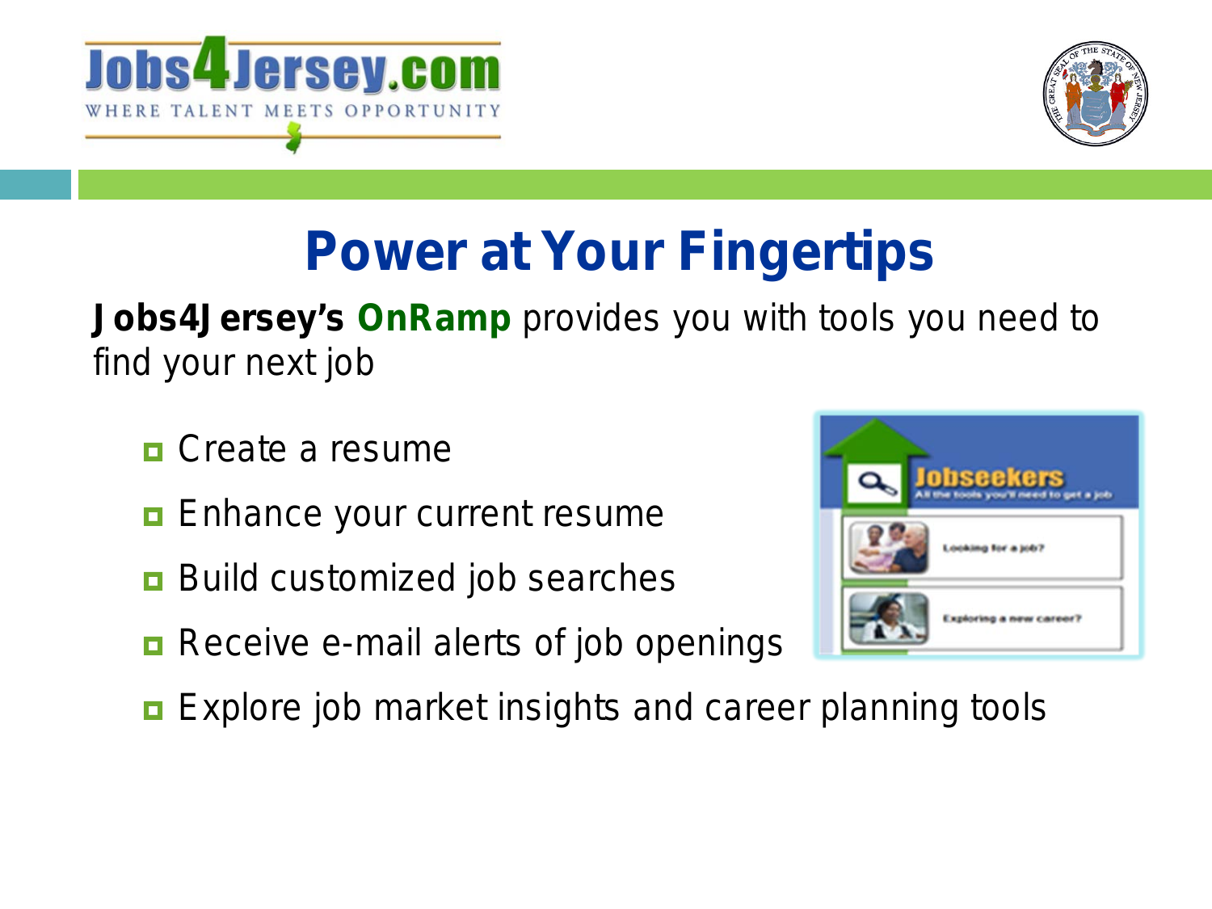# Power at Your Fingertips

**Jobs4Jersey's OnRamp** provides you with tools you need to find your next job

- Create a resume
- Enhance your current resume
- Build customized job searches
- Receive e-mail alerts of job openings
- Explore job market insights and career planning tools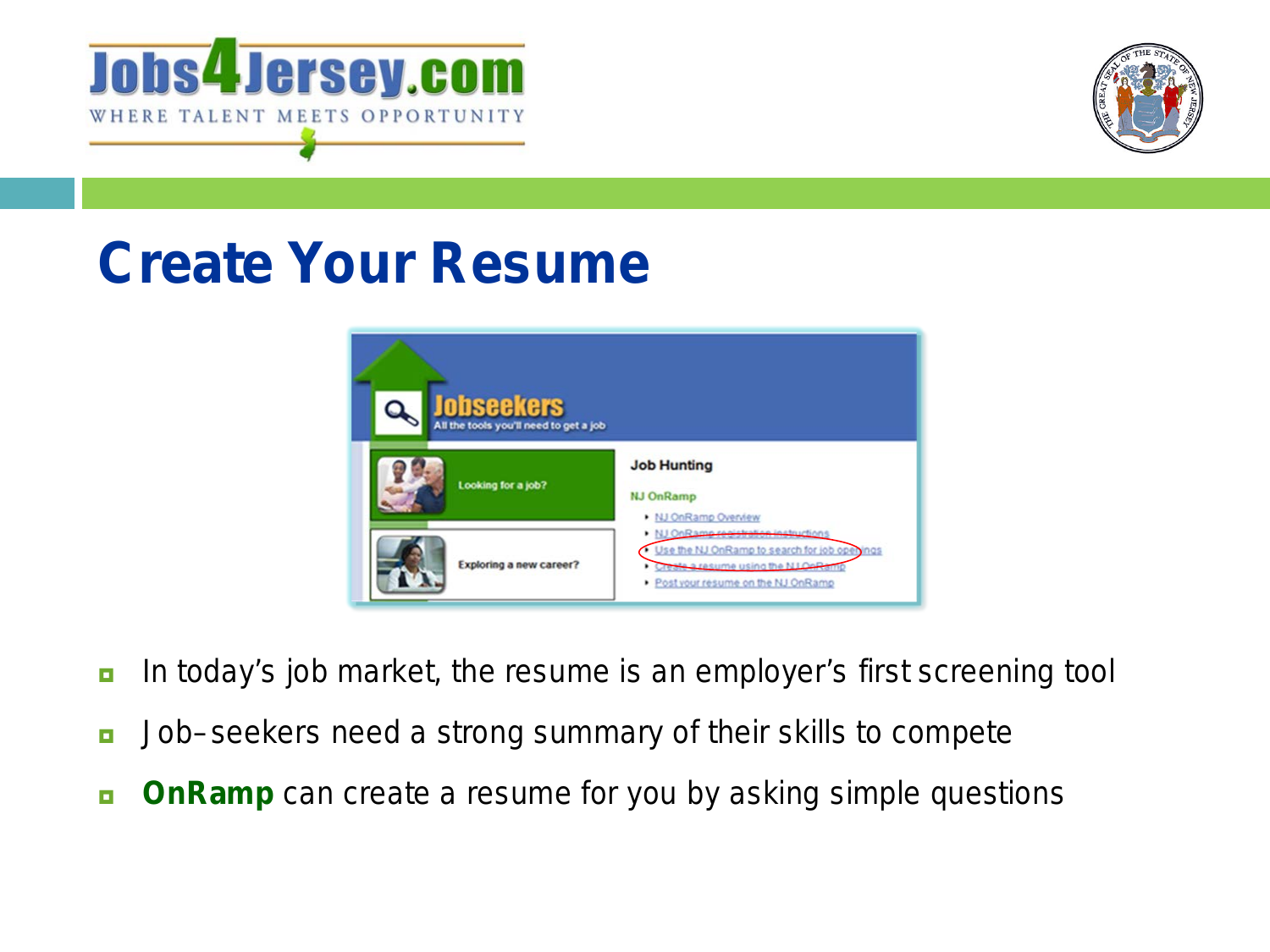# Create Your Resume

- In today's job market, the resume is an employer's first screening tool
- Job–seekers need a strong summary of their skills to compete
- **OnRamp** can create a resume for you by asking simple questions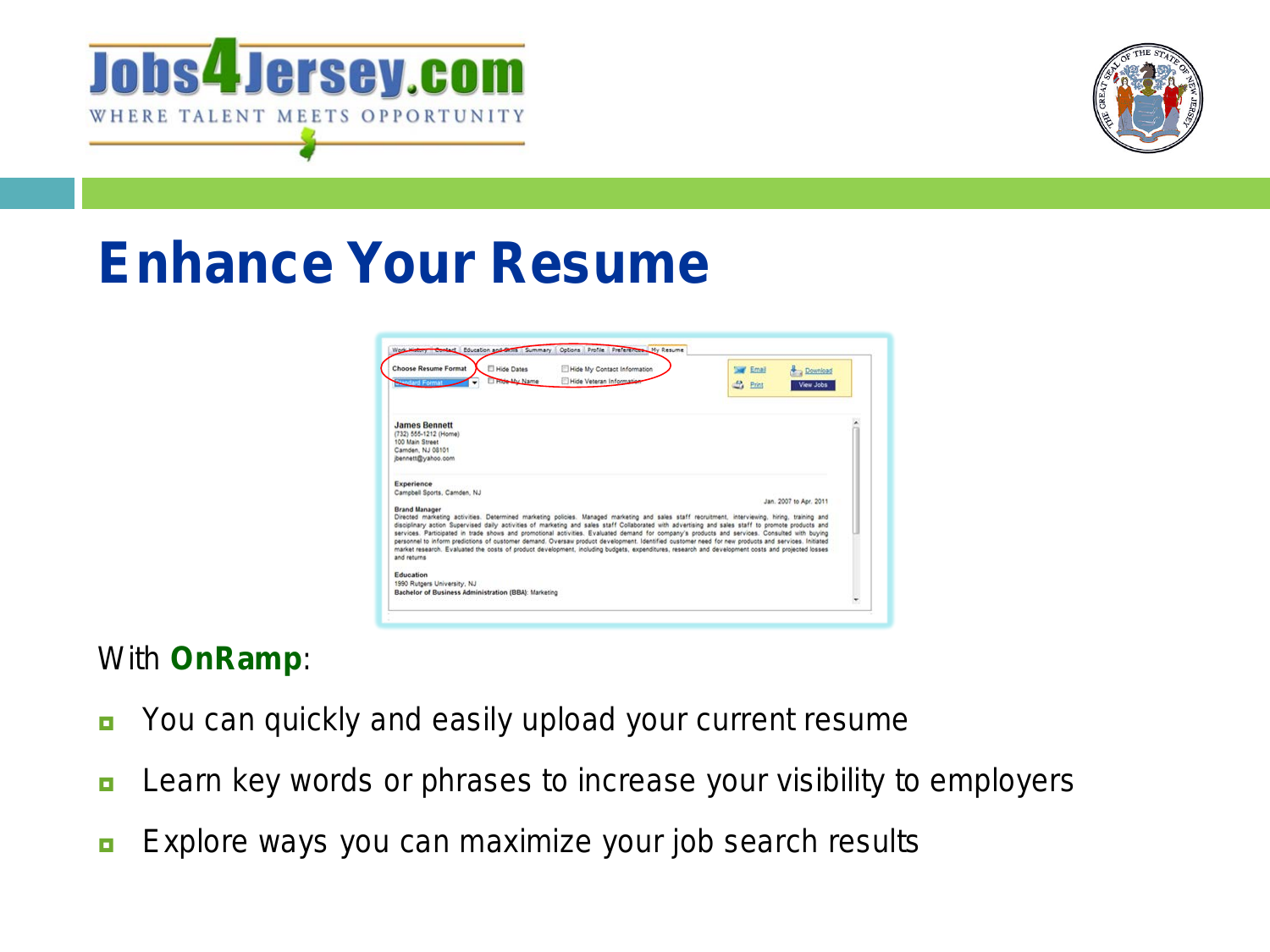# Enhance Your Resume

With **OnRamp**:

- You can quickly and easily upload your current resume
- Learn key words or phrases to increase your visibility to employers
- Explore ways you can maximize your job search results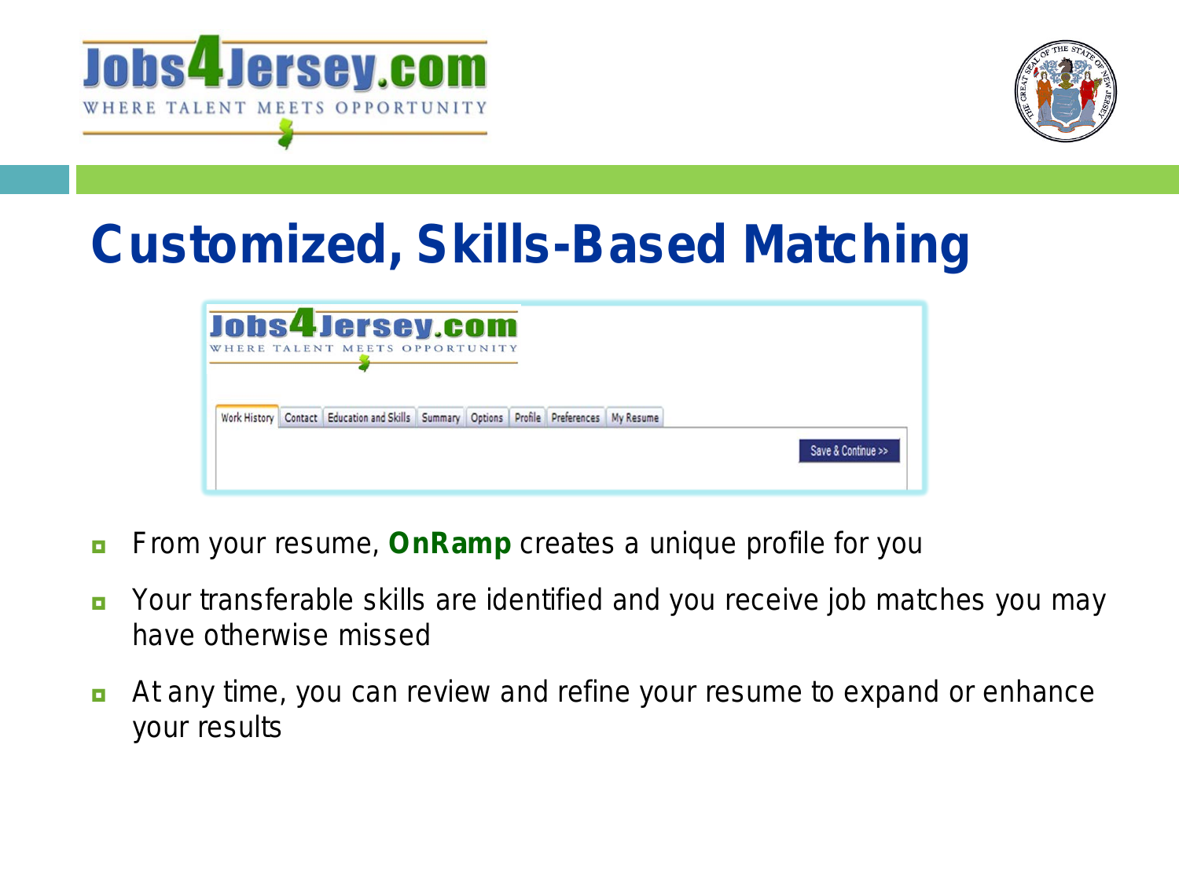# Customized, Skills-Based Matching

- From your resume, **OnRamp** creates a unique profile for you
- Your transferable skills are identified and you receive job matches you may have otherwise missed
- At any time, you can review and refine your resume to expand or enhance your results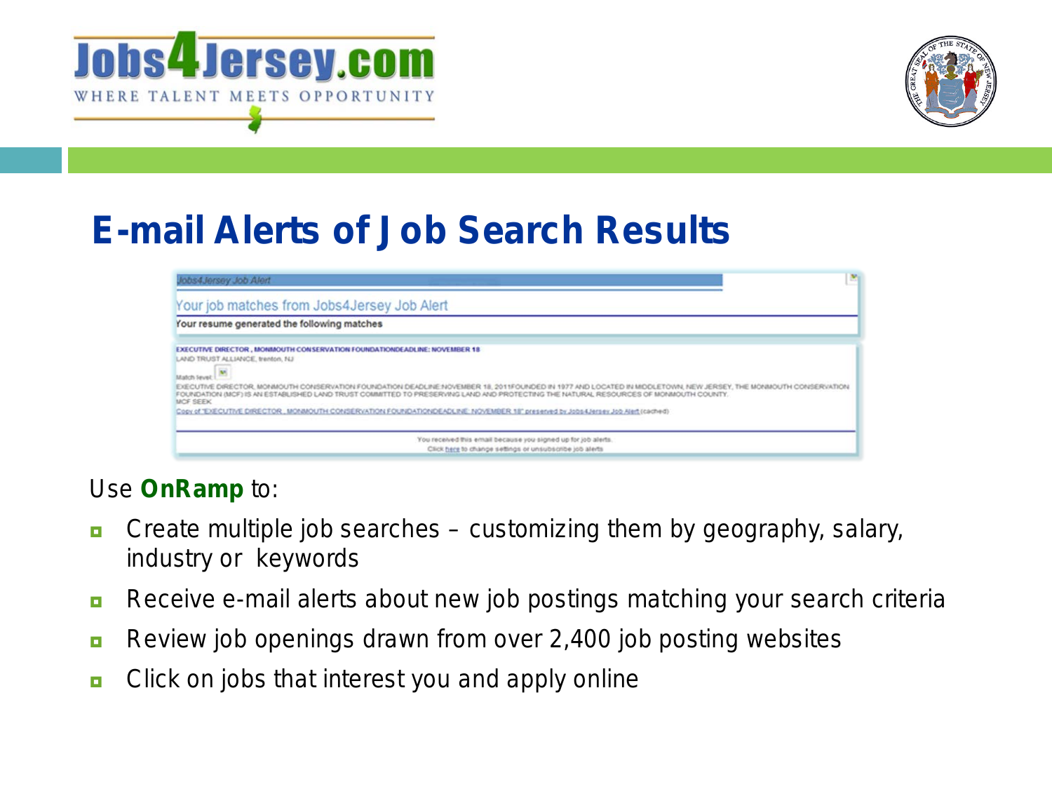# E-mail Alerts of Job Search Results

Jobs4Jersey Job Alert

Your job matches from Jobs4Jersey Job Alert

**Your resume generated the following matches**

**EXECUTIVE DIRECTOR , MONMOUTH CONSERVATION FOUNDATIONDEADLINE: NOVEMBER 18**

LAND TRUST ALLIANCE, trenton, NJ

Match level:

EXECUTIVE DIRECTOR, MONMOUTH CONSERVATION FOUNDATION DEADLINE:NOVEMBER 18, 2011FOUNDED IN 1977 AND LOCATED IN MIDDLETOWN, NEW JERSEY, THE MONMOUTH CONSERVATION FOUNDATION (MCF) IS AN ESTABLISHED LAND TRUST COMMITTED TO PRESERVING LAND AND PROTECTING THE NATURAL RESOURCES OF MONMOUTH COUNTY. MCF SEEK

Copy of "EXECUTIVE DIRECTOR , MONMOUTH CONSERVATION FOUNDATIONDEADLINE: NOVEMBER 18" preserved by Jobs4Jersey Job Alert (cached)

You received this email because you signed up for job alerts.
Click here to change settings or unsubscribe job alerts

Use **OnRamp** to:

- Create multiple job searches – customizing them by geography, salary, industry or keywords
- Receive e-mail alerts about new job postings matching your search criteria
- Review job openings drawn from over 2,400 job posting websites
- Click on jobs that interest you and apply online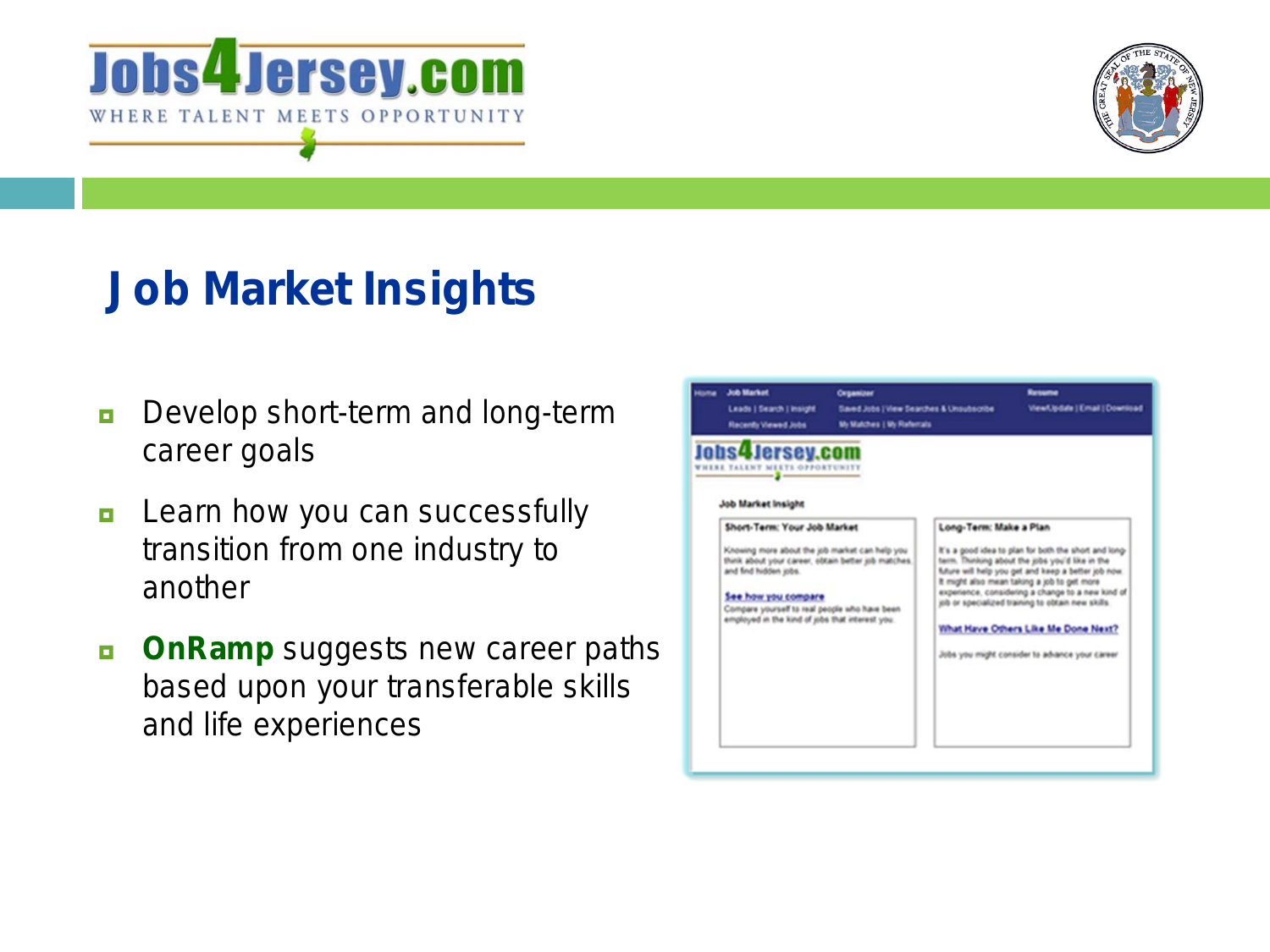# Job Market Insights

- Develop short-term and long-term career goals
- Learn how you can successfully transition from one industry to another
- **OnRamp** suggests new career paths based upon your transferable skills and life experiences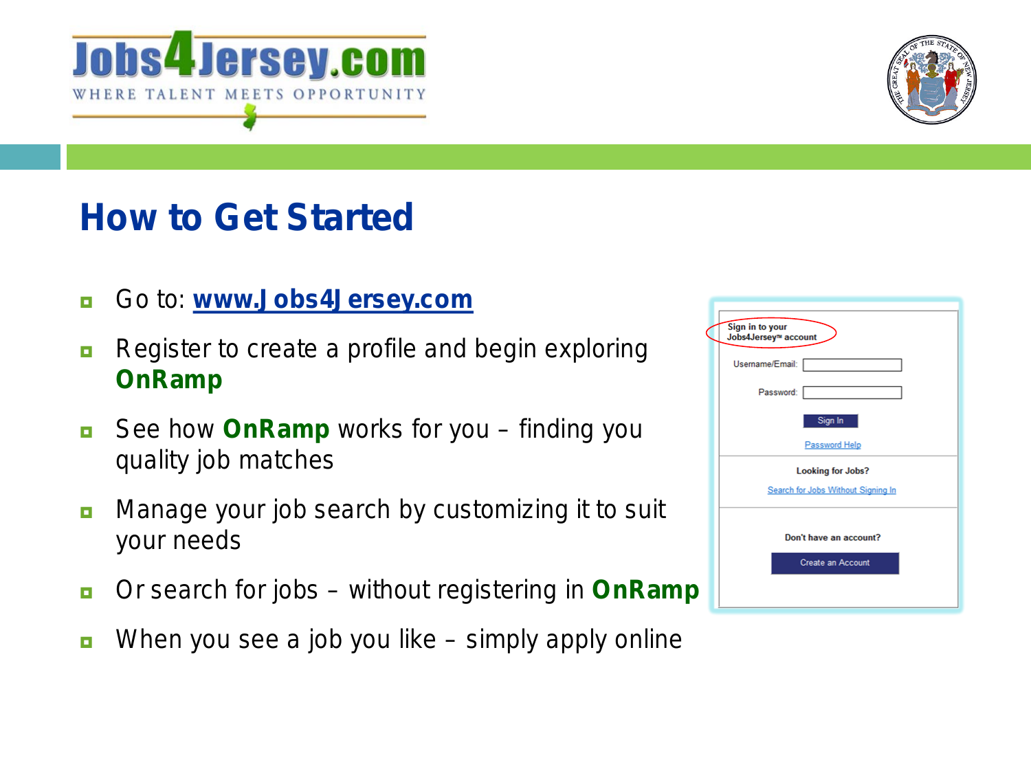# How to Get Started

- Go to: **[www.Jobs4Jersey.com](http://www.Jobs4Jersey.com)**
- Register to create a profile and begin exploring **OnRamp**
- See how **OnRamp** works for you – finding you quality job matches
- Manage your job search by customizing it to suit your needs
- Or search for jobs – without registering in **OnRamp**
- When you see a job you like – simply apply online

Sign in to your Jobs4Jersey™ account

Username/Email:

Password:

Sign In

Password Help

**Looking for Jobs?**

Search for Jobs Without Signing In

**Don't have an account?**

Create an Account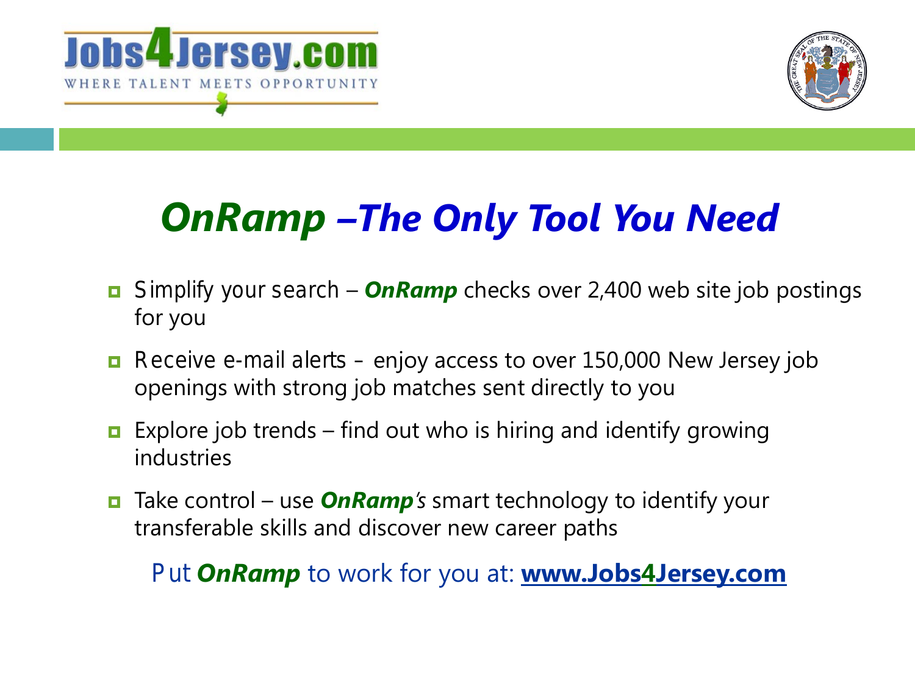# *OnRamp –The Only Tool You Need*

- Simplify your search – ***OnRamp*** checks over 2,400 web site job postings for you
- Receive e-mail alerts – enjoy access to over 150,000 New Jersey job openings with strong job matches sent directly to you
- Explore job trends – find out who is hiring and identify growing industries
- Take control – use ***OnRamp****'s* smart technology to identify your transferable skills and discover new career paths

Put ***OnRamp*** to work for you at: **www.Jobs4Jersey.com**